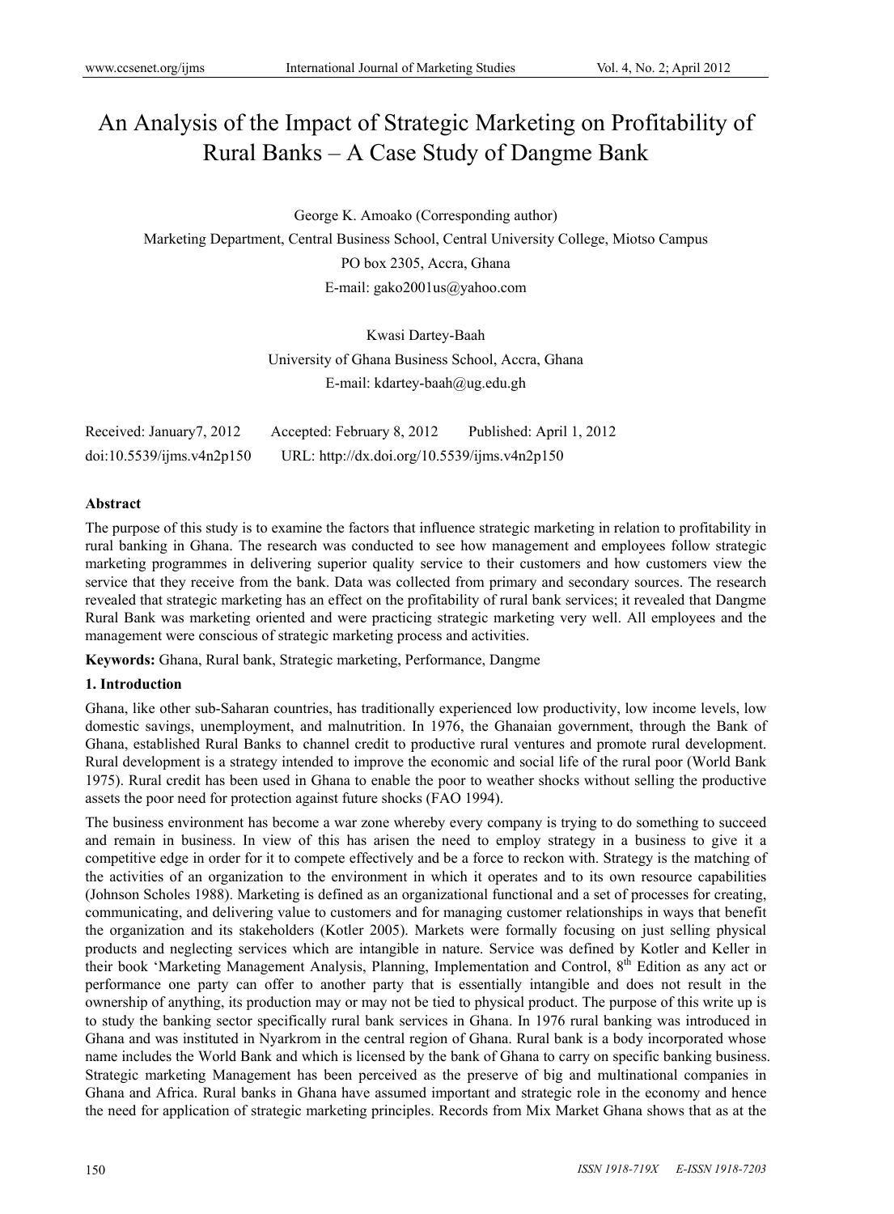# An Analysis of the Impact of Strategic Marketing on Profitability of Rural Banks – A Case Study of Dangme Bank

George K. Amoako (Corresponding author)

Marketing Department, Central Business School, Central University College, Miotso Campus

PO box 2305, Accra, Ghana

E-mail: gako2001us@yahoo.com

Kwasi Dartey-Baah

University of Ghana Business School, Accra, Ghana

E-mail: kdartey-baah@ug.edu.gh

Received: January7, 2012 Accepted: February 8, 2012 Published: April 1, 2012

doi:10.5539/ijms.v4n2p150 URL: http://dx.doi.org/10.5539/ijms.v4n2p150

## Abstract

The purpose of this study is to examine the factors that influence strategic marketing in relation to profitability in rural banking in Ghana. The research was conducted to see how management and employees follow strategic marketing programmes in delivering superior quality service to their customers and how customers view the service that they receive from the bank. Data was collected from primary and secondary sources. The research revealed that strategic marketing has an effect on the profitability of rural bank services; it revealed that Dangme Rural Bank was marketing oriented and were practicing strategic marketing very well. All employees and the management were conscious of strategic marketing process and activities.

**Keywords:** Ghana, Rural bank, Strategic marketing, Performance, Dangme

## 1. Introduction

Ghana, like other sub-Saharan countries, has traditionally experienced low productivity, low income levels, low domestic savings, unemployment, and malnutrition. In 1976, the Ghanaian government, through the Bank of Ghana, established Rural Banks to channel credit to productive rural ventures and promote rural development. Rural development is a strategy intended to improve the economic and social life of the rural poor (World Bank 1975). Rural credit has been used in Ghana to enable the poor to weather shocks without selling the productive assets the poor need for protection against future shocks (FAO 1994).

The business environment has become a war zone whereby every company is trying to do something to succeed and remain in business. In view of this has arisen the need to employ strategy in a business to give it a competitive edge in order for it to compete effectively and be a force to reckon with. Strategy is the matching of the activities of an organization to the environment in which it operates and to its own resource capabilities (Johnson Scholes 1988). Marketing is defined as an organizational functional and a set of processes for creating, communicating, and delivering value to customers and for managing customer relationships in ways that benefit the organization and its stakeholders (Kotler 2005). Markets were formally focusing on just selling physical products and neglecting services which are intangible in nature. Service was defined by Kotler and Keller in their book 'Marketing Management Analysis, Planning, Implementation and Control, 8th Edition as any act or performance one party can offer to another party that is essentially intangible and does not result in the ownership of anything, its production may or may not be tied to physical product. The purpose of this write up is to study the banking sector specifically rural bank services in Ghana. In 1976 rural banking was introduced in Ghana and was instituted in Nyarkrom in the central region of Ghana. Rural bank is a body incorporated whose name includes the World Bank and which is licensed by the bank of Ghana to carry on specific banking business. Strategic marketing Management has been perceived as the preserve of big and multinational companies in Ghana and Africa. Rural banks in Ghana have assumed important and strategic role in the economy and hence the need for application of strategic marketing principles. Records from Mix Market Ghana shows that as at the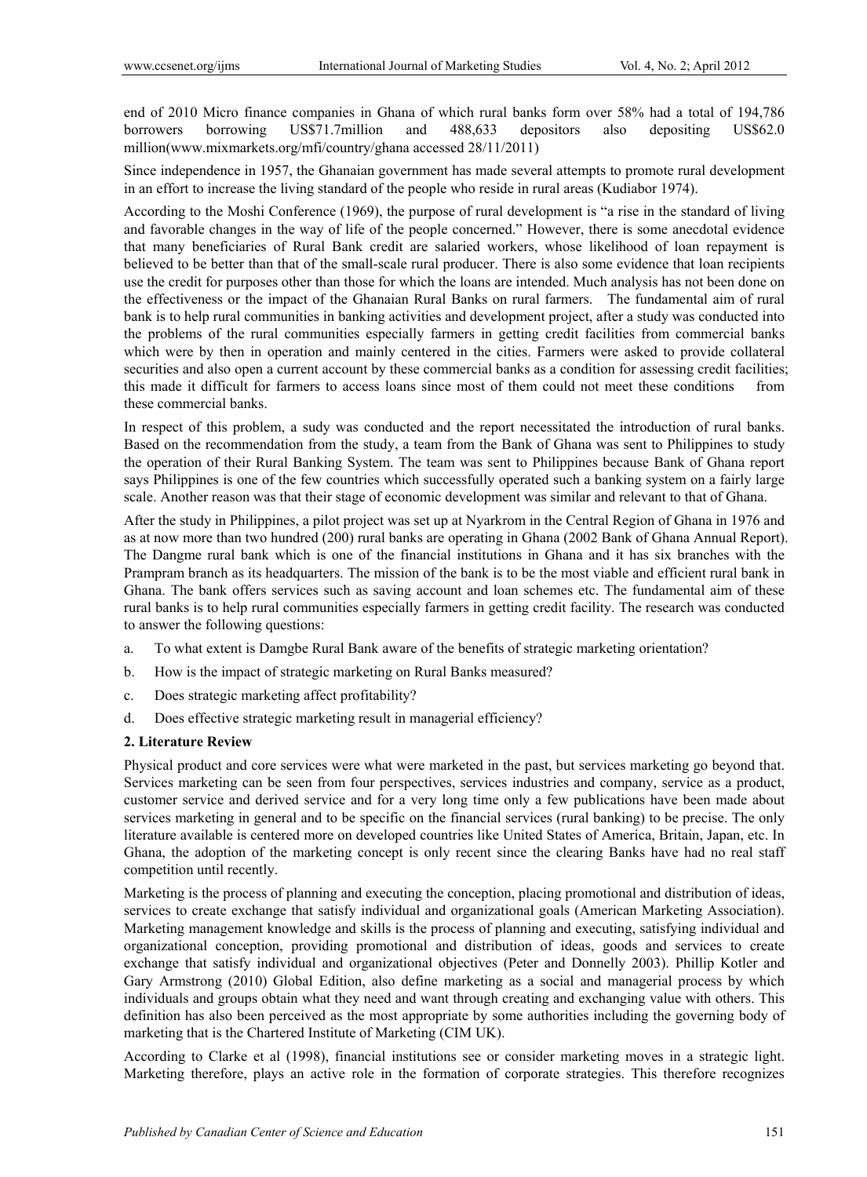end of 2010 Micro finance companies in Ghana of which rural banks form over 58% had a total of 194,786 borrowers borrowing US$71.7million and 488,633 depositors also depositing US$62.0 million(www.mixmarkets.org/mfi/country/ghana accessed 28/11/2011)

Since independence in 1957, the Ghanaian government has made several attempts to promote rural development in an effort to increase the living standard of the people who reside in rural areas (Kudiabor 1974).

According to the Moshi Conference (1969), the purpose of rural development is "a rise in the standard of living and favorable changes in the way of life of the people concerned." However, there is some anecdotal evidence that many beneficiaries of Rural Bank credit are salaried workers, whose likelihood of loan repayment is believed to be better than that of the small-scale rural producer. There is also some evidence that loan recipients use the credit for purposes other than those for which the loans are intended. Much analysis has not been done on the effectiveness or the impact of the Ghanaian Rural Banks on rural farmers. The fundamental aim of rural bank is to help rural communities in banking activities and development project, after a study was conducted into the problems of the rural communities especially farmers in getting credit facilities from commercial banks which were by then in operation and mainly centered in the cities. Farmers were asked to provide collateral securities and also open a current account by these commercial banks as a condition for assessing credit facilities; this made it difficult for farmers to access loans since most of them could not meet these conditions from these commercial banks.

In respect of this problem, a sudy was conducted and the report necessitated the introduction of rural banks. Based on the recommendation from the study, a team from the Bank of Ghana was sent to Philippines to study the operation of their Rural Banking System. The team was sent to Philippines because Bank of Ghana report says Philippines is one of the few countries which successfully operated such a banking system on a fairly large scale. Another reason was that their stage of economic development was similar and relevant to that of Ghana.

After the study in Philippines, a pilot project was set up at Nyarkrom in the Central Region of Ghana in 1976 and as at now more than two hundred (200) rural banks are operating in Ghana (2002 Bank of Ghana Annual Report). The Dangme rural bank which is one of the financial institutions in Ghana and it has six branches with the Prampram branch as its headquarters. The mission of the bank is to be the most viable and efficient rural bank in Ghana. The bank offers services such as saving account and loan schemes etc. The fundamental aim of these rural banks is to help rural communities especially farmers in getting credit facility. The research was conducted to answer the following questions:

a. To what extent is Damgbe Rural Bank aware of the benefits of strategic marketing orientation?

b. How is the impact of strategic marketing on Rural Banks measured?

c. Does strategic marketing affect profitability?

d. Does effective strategic marketing result in managerial efficiency?

## 2. Literature Review

Physical product and core services were what were marketed in the past, but services marketing go beyond that. Services marketing can be seen from four perspectives, services industries and company, service as a product, customer service and derived service and for a very long time only a few publications have been made about services marketing in general and to be specific on the financial services (rural banking) to be precise. The only literature available is centered more on developed countries like United States of America, Britain, Japan, etc. In Ghana, the adoption of the marketing concept is only recent since the clearing Banks have had no real staff competition until recently.

Marketing is the process of planning and executing the conception, placing promotional and distribution of ideas, services to create exchange that satisfy individual and organizational goals (American Marketing Association). Marketing management knowledge and skills is the process of planning and executing, satisfying individual and organizational conception, providing promotional and distribution of ideas, goods and services to create exchange that satisfy individual and organizational objectives (Peter and Donnelly 2003). Phillip Kotler and Gary Armstrong (2010) Global Edition, also define marketing as a social and managerial process by which individuals and groups obtain what they need and want through creating and exchanging value with others. This definition has also been perceived as the most appropriate by some authorities including the governing body of marketing that is the Chartered Institute of Marketing (CIM UK).

According to Clarke et al (1998), financial institutions see or consider marketing moves in a strategic light. Marketing therefore, plays an active role in the formation of corporate strategies. This therefore recognizes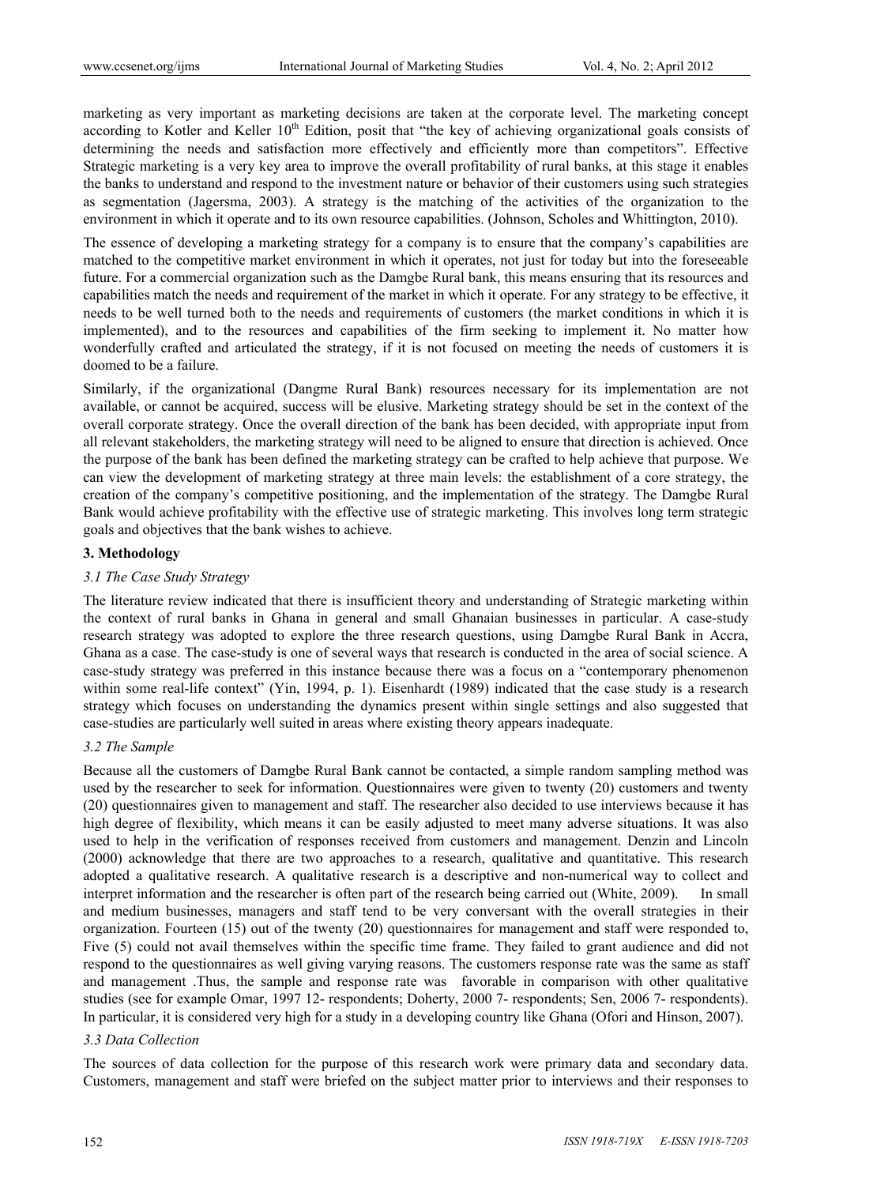marketing as very important as marketing decisions are taken at the corporate level. The marketing concept according to Kotler and Keller 10th Edition, posit that "the key of achieving organizational goals consists of determining the needs and satisfaction more effectively and efficiently more than competitors". Effective Strategic marketing is a very key area to improve the overall profitability of rural banks, at this stage it enables the banks to understand and respond to the investment nature or behavior of their customers using such strategies as segmentation (Jagersma, 2003). A strategy is the matching of the activities of the organization to the environment in which it operate and to its own resource capabilities. (Johnson, Scholes and Whittington, 2010).

The essence of developing a marketing strategy for a company is to ensure that the company's capabilities are matched to the competitive market environment in which it operates, not just for today but into the foreseeable future. For a commercial organization such as the Damgbe Rural bank, this means ensuring that its resources and capabilities match the needs and requirement of the market in which it operate. For any strategy to be effective, it needs to be well turned both to the needs and requirements of customers (the market conditions in which it is implemented), and to the resources and capabilities of the firm seeking to implement it. No matter how wonderfully crafted and articulated the strategy, if it is not focused on meeting the needs of customers it is doomed to be a failure.

Similarly, if the organizational (Dangme Rural Bank) resources necessary for its implementation are not available, or cannot be acquired, success will be elusive. Marketing strategy should be set in the context of the overall corporate strategy. Once the overall direction of the bank has been decided, with appropriate input from all relevant stakeholders, the marketing strategy will need to be aligned to ensure that direction is achieved. Once the purpose of the bank has been defined the marketing strategy can be crafted to help achieve that purpose. We can view the development of marketing strategy at three main levels: the establishment of a core strategy, the creation of the company's competitive positioning, and the implementation of the strategy. The Damgbe Rural Bank would achieve profitability with the effective use of strategic marketing. This involves long term strategic goals and objectives that the bank wishes to achieve.

## 3. Methodology

### *3.1 The Case Study Strategy*

The literature review indicated that there is insufficient theory and understanding of Strategic marketing within the context of rural banks in Ghana in general and small Ghanaian businesses in particular. A case-study research strategy was adopted to explore the three research questions, using Damgbe Rural Bank in Accra, Ghana as a case. The case-study is one of several ways that research is conducted in the area of social science. A case-study strategy was preferred in this instance because there was a focus on a "contemporary phenomenon within some real-life context" (Yin, 1994, p. 1). Eisenhardt (1989) indicated that the case study is a research strategy which focuses on understanding the dynamics present within single settings and also suggested that case-studies are particularly well suited in areas where existing theory appears inadequate.

### *3.2 The Sample*

Because all the customers of Damgbe Rural Bank cannot be contacted, a simple random sampling method was used by the researcher to seek for information. Questionnaires were given to twenty (20) customers and twenty (20) questionnaires given to management and staff. The researcher also decided to use interviews because it has high degree of flexibility, which means it can be easily adjusted to meet many adverse situations. It was also used to help in the verification of responses received from customers and management. Denzin and Lincoln (2000) acknowledge that there are two approaches to a research, qualitative and quantitative. This research adopted a qualitative research. A qualitative research is a descriptive and non-numerical way to collect and interpret information and the researcher is often part of the research being carried out (White, 2009). In small and medium businesses, managers and staff tend to be very conversant with the overall strategies in their organization. Fourteen (15) out of the twenty (20) questionnaires for management and staff were responded to, Five (5) could not avail themselves within the specific time frame. They failed to grant audience and did not respond to the questionnaires as well giving varying reasons. The customers response rate was the same as staff and management .Thus, the sample and response rate was favorable in comparison with other qualitative studies (see for example Omar, 1997 12- respondents; Doherty, 2000 7- respondents; Sen, 2006 7- respondents). In particular, it is considered very high for a study in a developing country like Ghana (Ofori and Hinson, 2007).

### *3.3 Data Collection*

The sources of data collection for the purpose of this research work were primary data and secondary data. Customers, management and staff were briefed on the subject matter prior to interviews and their responses to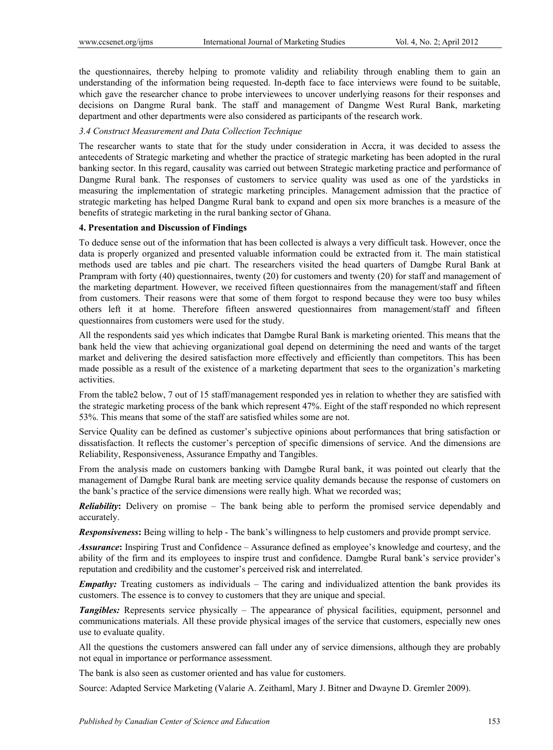the questionnaires, thereby helping to promote validity and reliability through enabling them to gain an understanding of the information being requested. In-depth face to face interviews were found to be suitable, which gave the researcher chance to probe interviewees to uncover underlying reasons for their responses and decisions on Dangme Rural bank. The staff and management of Dangme West Rural Bank, marketing department and other departments were also considered as participants of the research work.

### *3.4 Construct Measurement and Data Collection Technique*

The researcher wants to state that for the study under consideration in Accra, it was decided to assess the antecedents of Strategic marketing and whether the practice of strategic marketing has been adopted in the rural banking sector. In this regard, causality was carried out between Strategic marketing practice and performance of Dangme Rural bank. The responses of customers to service quality was used as one of the yardsticks in measuring the implementation of strategic marketing principles. Management admission that the practice of strategic marketing has helped Dangme Rural bank to expand and open six more branches is a measure of the benefits of strategic marketing in the rural banking sector of Ghana.

## **4. Presentation and Discussion of Findings**

To deduce sense out of the information that has been collected is always a very difficult task. However, once the data is properly organized and presented valuable information could be extracted from it. The main statistical methods used are tables and pie chart. The researchers visited the head quarters of Damgbe Rural Bank at Prampram with forty (40) questionnaires, twenty (20) for customers and twenty (20) for staff and management of the marketing department. However, we received fifteen questionnaires from the management/staff and fifteen from customers. Their reasons were that some of them forgot to respond because they were too busy whiles others left it at home. Therefore fifteen answered questionnaires from management/staff and fifteen questionnaires from customers were used for the study.

All the respondents said yes which indicates that Damgbe Rural Bank is marketing oriented. This means that the bank held the view that achieving organizational goal depend on determining the need and wants of the target market and delivering the desired satisfaction more effectively and efficiently than competitors. This has been made possible as a result of the existence of a marketing department that sees to the organization's marketing activities.

From the table2 below, 7 out of 15 staff/management responded yes in relation to whether they are satisfied with the strategic marketing process of the bank which represent 47%. Eight of the staff responded no which represent 53%. This means that some of the staff are satisfied whiles some are not.

Service Quality can be defined as customer's subjective opinions about performances that bring satisfaction or dissatisfaction. It reflects the customer's perception of specific dimensions of service. And the dimensions are Reliability, Responsiveness, Assurance Empathy and Tangibles.

From the analysis made on customers banking with Damgbe Rural bank, it was pointed out clearly that the management of Damgbe Rural bank are meeting service quality demands because the response of customers on the bank's practice of the service dimensions were really high. What we recorded was;

***Reliability*****:** Delivery on promise – The bank being able to perform the promised service dependably and accurately.

***Responsiveness*****:** Being willing to help - The bank's willingness to help customers and provide prompt service.

***Assurance*****:** Inspiring Trust and Confidence – Assurance defined as employee's knowledge and courtesy, and the ability of the firm and its employees to inspire trust and confidence. Damgbe Rural bank's service provider's reputation and credibility and the customer's perceived risk and interrelated.

***Empathy:*** Treating customers as individuals – The caring and individualized attention the bank provides its customers. The essence is to convey to customers that they are unique and special.

***Tangibles:*** Represents service physically – The appearance of physical facilities, equipment, personnel and communications materials. All these provide physical images of the service that customers, especially new ones use to evaluate quality.

All the questions the customers answered can fall under any of service dimensions, although they are probably not equal in importance or performance assessment.

The bank is also seen as customer oriented and has value for customers.

Source: Adapted Service Marketing (Valarie A. Zeithaml, Mary J. Bitner and Dwayne D. Gremler 2009).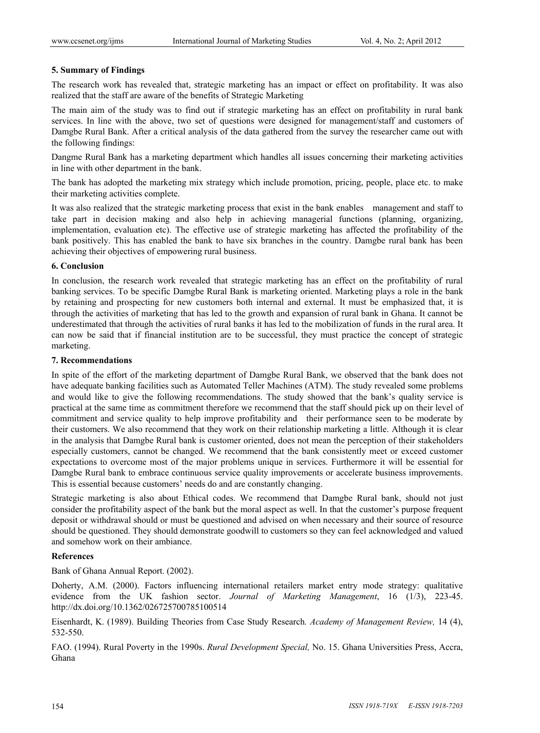## 5. Summary of Findings

The research work has revealed that, strategic marketing has an impact or effect on profitability. It was also realized that the staff are aware of the benefits of Strategic Marketing

The main aim of the study was to find out if strategic marketing has an effect on profitability in rural bank services. In line with the above, two set of questions were designed for management/staff and customers of Damgbe Rural Bank. After a critical analysis of the data gathered from the survey the researcher came out with the following findings:

Dangme Rural Bank has a marketing department which handles all issues concerning their marketing activities in line with other department in the bank.

The bank has adopted the marketing mix strategy which include promotion, pricing, people, place etc. to make their marketing activities complete.

It was also realized that the strategic marketing process that exist in the bank enables management and staff to take part in decision making and also help in achieving managerial functions (planning, organizing, implementation, evaluation etc). The effective use of strategic marketing has affected the profitability of the bank positively. This has enabled the bank to have six branches in the country. Damgbe rural bank has been achieving their objectives of empowering rural business.

## 6. Conclusion

In conclusion, the research work revealed that strategic marketing has an effect on the profitability of rural banking services. To be specific Damgbe Rural Bank is marketing oriented. Marketing plays a role in the bank by retaining and prospecting for new customers both internal and external. It must be emphasized that, it is through the activities of marketing that has led to the growth and expansion of rural bank in Ghana. It cannot be underestimated that through the activities of rural banks it has led to the mobilization of funds in the rural area. It can now be said that if financial institution are to be successful, they must practice the concept of strategic marketing.

## 7. Recommendations

In spite of the effort of the marketing department of Damgbe Rural Bank, we observed that the bank does not have adequate banking facilities such as Automated Teller Machines (ATM). The study revealed some problems and would like to give the following recommendations. The study showed that the bank's quality service is practical at the same time as commitment therefore we recommend that the staff should pick up on their level of commitment and service quality to help improve profitability and their performance seen to be moderate by their customers. We also recommend that they work on their relationship marketing a little. Although it is clear in the analysis that Damgbe Rural bank is customer oriented, does not mean the perception of their stakeholders especially customers, cannot be changed. We recommend that the bank consistently meet or exceed customer expectations to overcome most of the major problems unique in services. Furthermore it will be essential for Damgbe Rural bank to embrace continuous service quality improvements or accelerate business improvements. This is essential because customers' needs do and are constantly changing.

Strategic marketing is also about Ethical codes. We recommend that Damgbe Rural bank, should not just consider the profitability aspect of the bank but the moral aspect as well. In that the customer's purpose frequent deposit or withdrawal should or must be questioned and advised on when necessary and their source of resource should be questioned. They should demonstrate goodwill to customers so they can feel acknowledged and valued and somehow work on their ambiance.

## References

Bank of Ghana Annual Report. (2002).

Doherty, A.M. (2000). Factors influencing international retailers market entry mode strategy: qualitative evidence from the UK fashion sector. *Journal of Marketing Management*, 16 (1/3), 223-45. http://dx.doi.org/10.1362/026725700785100514

Eisenhardt, K. (1989). Building Theories from Case Study Research*. Academy of Management Review,* 14 (4), 532-550.

FAO. (1994). Rural Poverty in the 1990s. *Rural Development Special,* No. 15. Ghana Universities Press, Accra, Ghana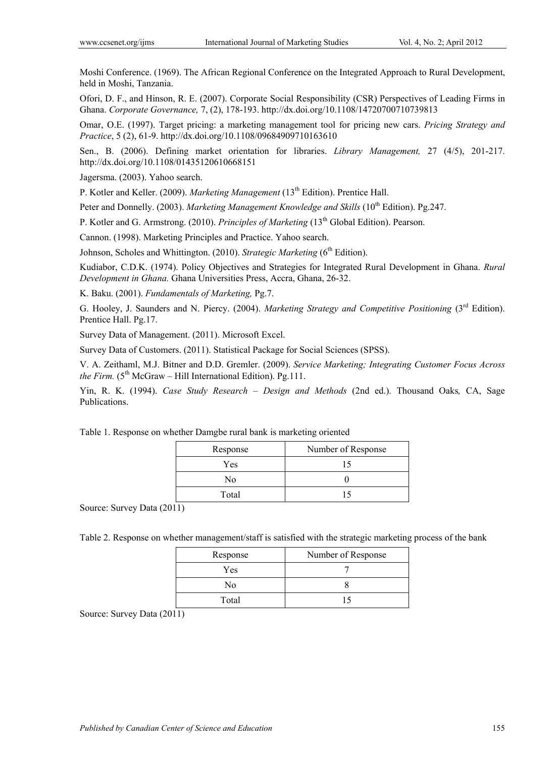Moshi Conference. (1969). The African Regional Conference on the Integrated Approach to Rural Development, held in Moshi, Tanzania.

Ofori, D. F., and Hinson, R. E. (2007). Corporate Social Responsibility (CSR) Perspectives of Leading Firms in Ghana. *Corporate Governance,* 7, (2), 178-193. http://dx.doi.org/10.1108/14720700710739813

Omar, O.E. (1997). Target pricing: a marketing management tool for pricing new cars. *Pricing Strategy and Practice*, 5 (2), 61-9. http://dx.doi.org/10.1108/09684909710163610

Sen., B. (2006). Defining market orientation for libraries. *Library Management,* 27 (4/5), 201-217. http://dx.doi.org/10.1108/01435120610668151

Jagersma. (2003). Yahoo search.

P. Kotler and Keller. (2009). *Marketing Management* (13th Edition). Prentice Hall.

Peter and Donnelly. (2003). *Marketing Management Knowledge and Skills* (10th Edition). Pg.247.

P. Kotler and G. Armstrong. (2010). *Principles of Marketing* (13th Global Edition). Pearson.

Cannon. (1998). Marketing Principles and Practice. Yahoo search.

Johnson, Scholes and Whittington. (2010). *Strategic Marketing* (6th Edition).

Kudiabor, C.D.K. (1974). Policy Objectives and Strategies for Integrated Rural Development in Ghana. *Rural Development in Ghana.* Ghana Universities Press, Accra, Ghana, 26-32.

K. Baku. (2001). *Fundamentals of Marketing,* Pg.7.

G. Hooley, J. Saunders and N. Piercy. (2004). *Marketing Strategy and Competitive Positioning* (3rd Edition). Prentice Hall. Pg.17.

Survey Data of Management. (2011). Microsoft Excel.

Survey Data of Customers. (2011). Statistical Package for Social Sciences (SPSS).

V. A. Zeithaml, M.J. Bitner and D.D. Gremler. (2009). *Service Marketing; Integrating Customer Focus Across the Firm.* (5th McGraw – Hill International Edition). Pg.111.

Yin, R. K. (1994). *Case Study Research – Design and Methods* (2nd ed.). Thousand Oaks*,* CA, Sage Publications.

Table 1. Response on whether Damgbe rural bank is marketing oriented

| Response | Number of Response |
|---|---|
| Yes | 15 |
| No | 0 |
| Total | 15 |

Source: Survey Data (2011)

Table 2. Response on whether management/staff is satisfied with the strategic marketing process of the bank

| Response | Number of Response |
|---|---|
| Yes | 7 |
| No | 8 |
| Total | 15 |

Source: Survey Data (2011)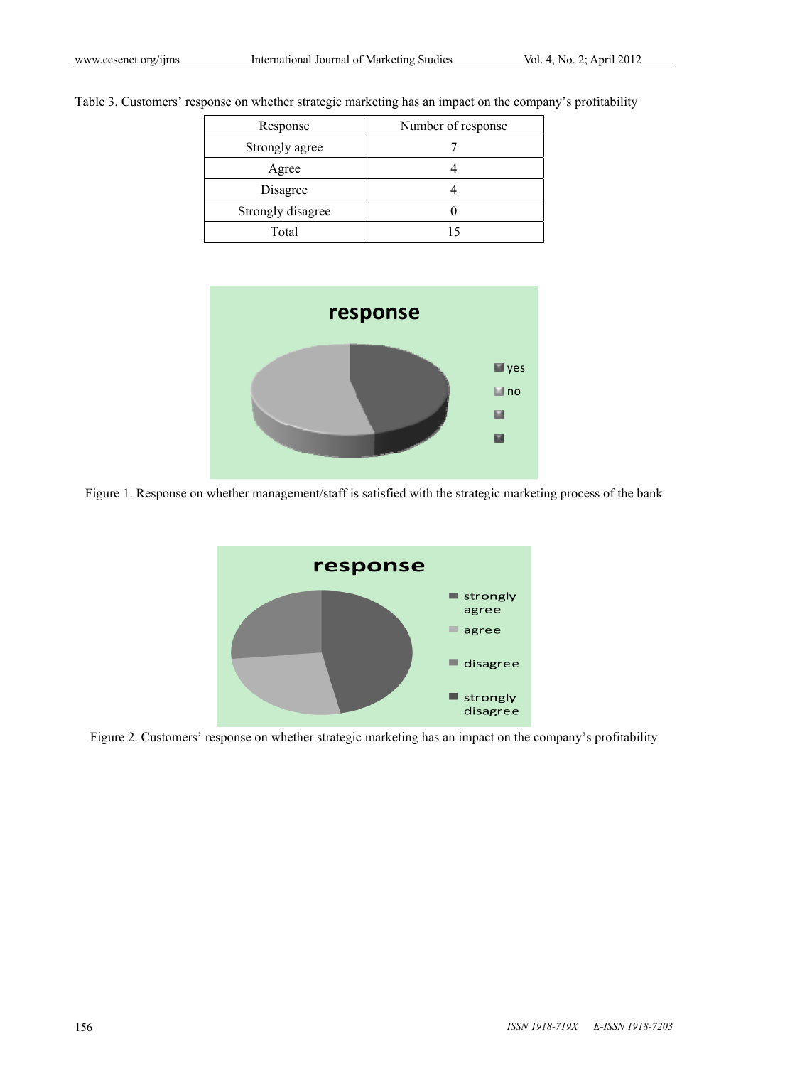Table 3. Customers' response on whether strategic marketing has an impact on the company's profitability

| Response | Number of response |
| --- | --- |
| Strongly agree | 7 |
| Agree | 4 |
| Disagree | 4 |
| Strongly disagree | 0 |
| Total | 15 |

response

yes
no

Figure 1. Response on whether management/staff is satisfied with the strategic marketing process of the bank

response

strongly agree
agree
disagree
strongly disagree

Figure 2. Customers' response on whether strategic marketing has an impact on the company's profitability